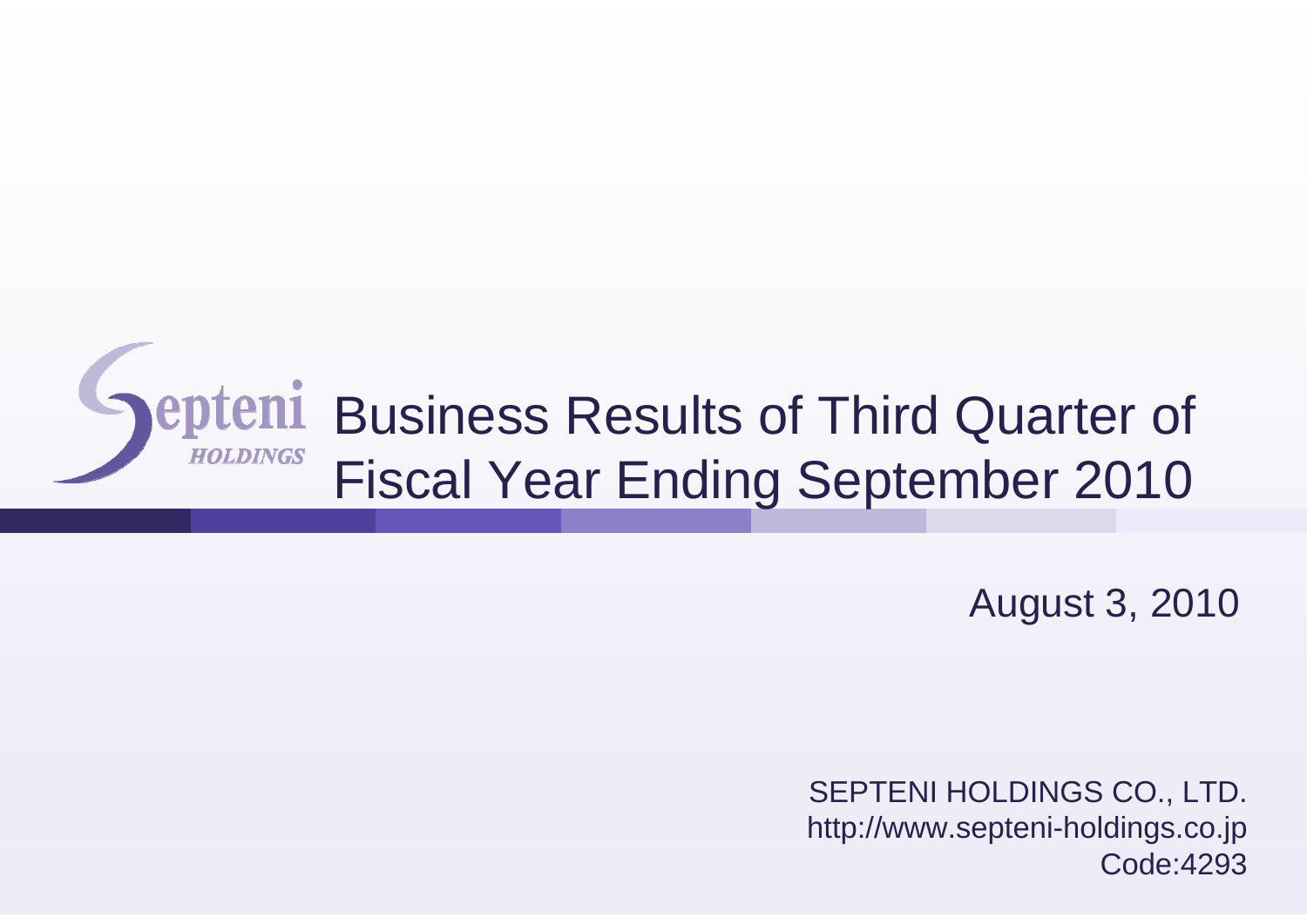Septeni HOLDINGS

# Business Results of Third Quarter of Fiscal Year Ending September 2010

August 3, 2010

SEPTENI HOLDINGS CO., LTD.
http://www.septeni-holdings.co.jp
Code:4293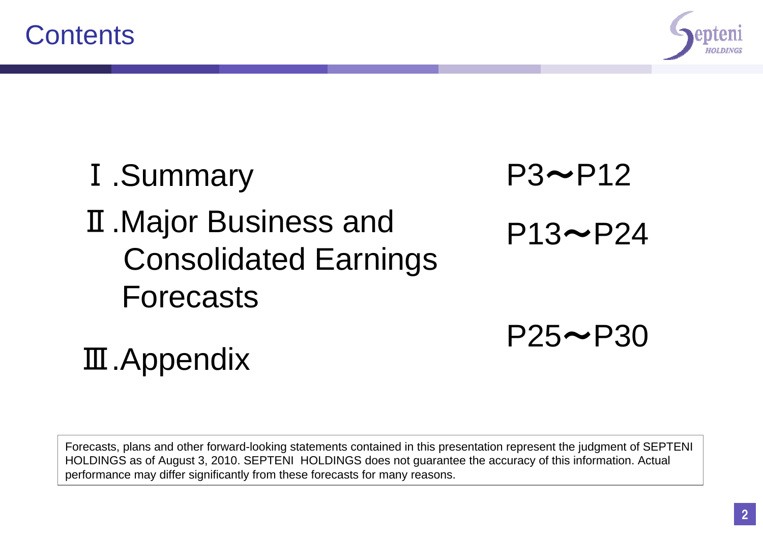# Contents

| | |
|---|---|
| Ⅰ.Summary | P3～P12 |
| Ⅱ.Major Business and Consolidated Earnings Forecasts | P13～P24 |
| Ⅲ.Appendix | P25～P30 |

Forecasts, plans and other forward-looking statements contained in this presentation represent the judgment of SEPTENI HOLDINGS as of August 3, 2010. SEPTENI HOLDINGS does not guarantee the accuracy of this information. Actual performance may differ significantly from these forecasts for many reasons.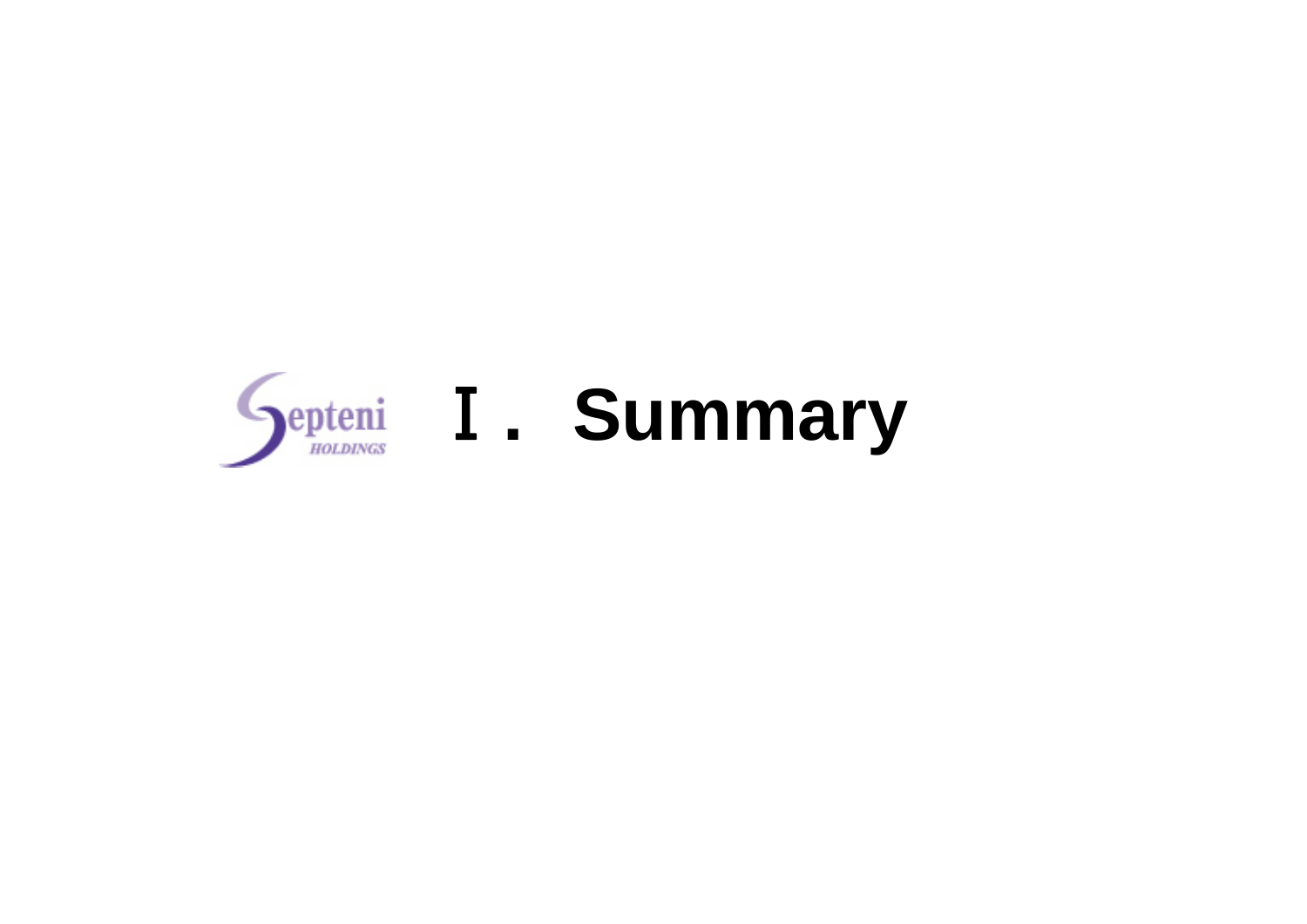# Ⅰ. Summary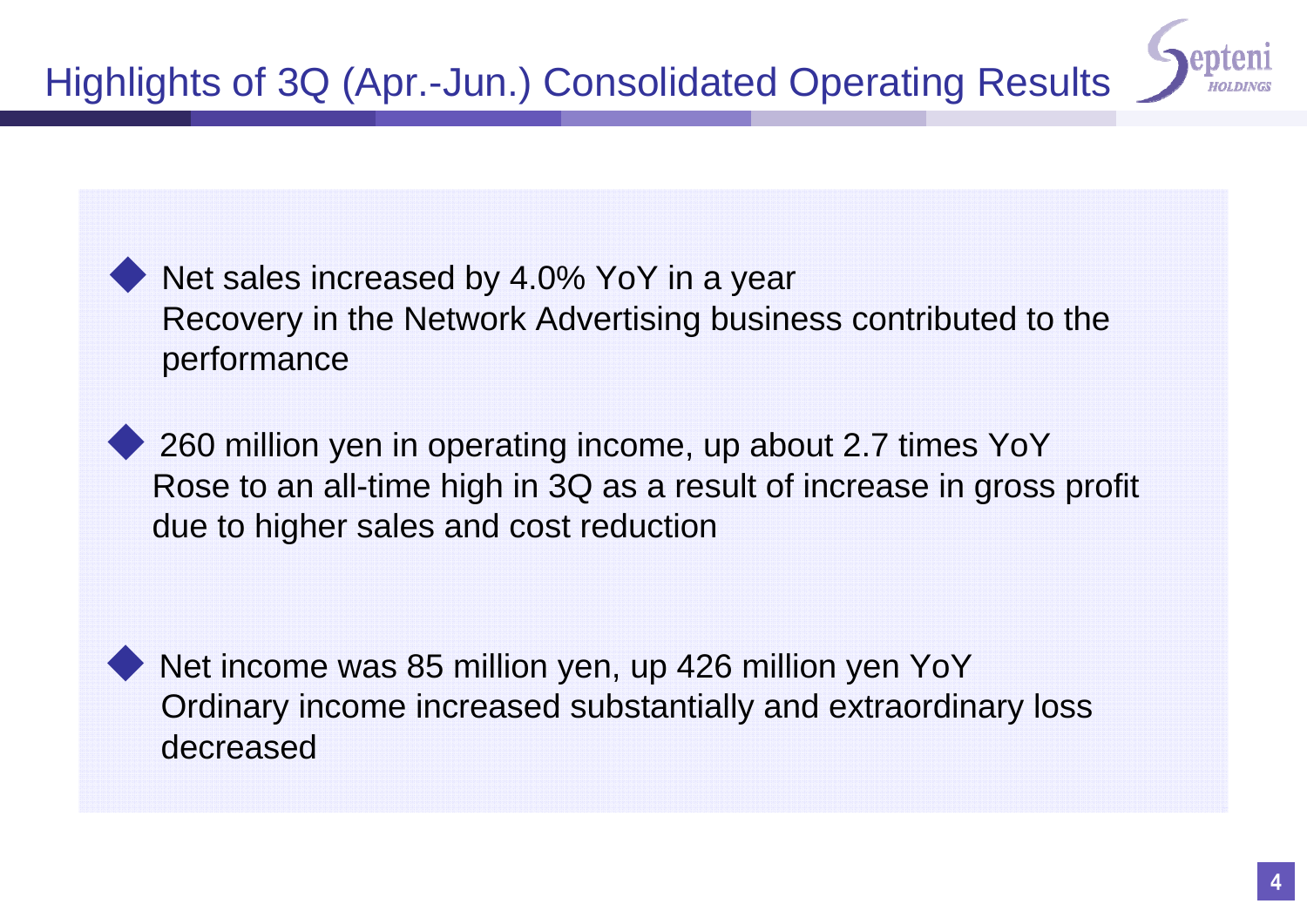# Highlights of 3Q (Apr.-Jun.) Consolidated Operating Results

- Net sales increased by 4.0% YoY in a year
  Recovery in the Network Advertising business contributed to the performance

- 260 million yen in operating income, up about 2.7 times YoY
  Rose to an all-time high in 3Q as a result of increase in gross profit due to higher sales and cost reduction

- Net income was 85 million yen, up 426 million yen YoY
  Ordinary income increased substantially and extraordinary loss decreased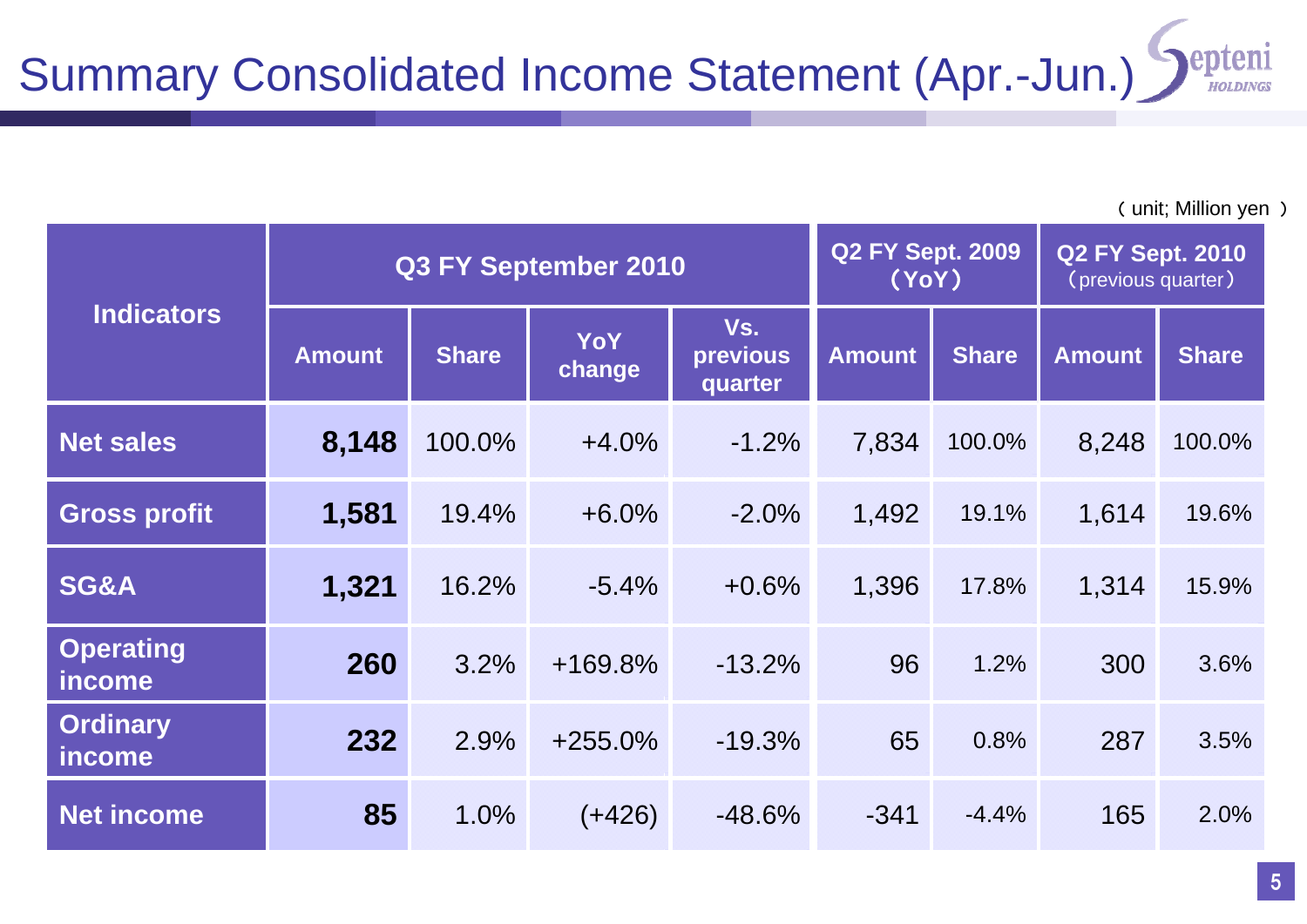# Summary Consolidated Income Statement (Apr.-Jun.)

（unit; Million yen）

| Indicators | Q3 FY September 2010 | | | | Q2 FY Sept. 2009 (YoY) | | Q2 FY Sept. 2010 (previous quarter) | |
|---|---|---|---|---|---|---|---|---|
| | Amount | Share | YoY change | Vs. previous quarter | Amount | Share | Amount | Share |
| Net sales | **8,148** | 100.0% | +4.0% | -1.2% | 7,834 | 100.0% | 8,248 | 100.0% |
| Gross profit | **1,581** | 19.4% | +6.0% | -2.0% | 1,492 | 19.1% | 1,614 | 19.6% |
| SG&A | **1,321** | 16.2% | -5.4% | +0.6% | 1,396 | 17.8% | 1,314 | 15.9% |
| Operating income | **260** | 3.2% | +169.8% | -13.2% | 96 | 1.2% | 300 | 3.6% |
| Ordinary income | **232** | 2.9% | +255.0% | -19.3% | 65 | 0.8% | 287 | 3.5% |
| Net income | **85** | 1.0% | (+426) | -48.6% | -341 | -4.4% | 165 | 2.0% |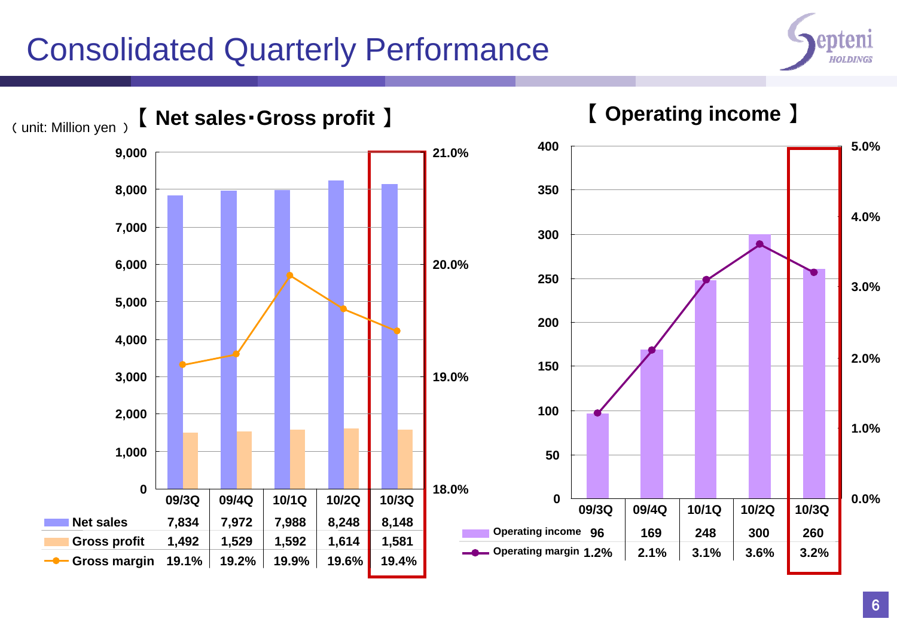# Consolidated Quarterly Performance

(unit: Million yen)

## 【 Net sales･Gross profit 】

| | 09/3Q | 09/4Q | 10/1Q | 10/2Q | 10/3Q |
|---|---|---|---|---|---|
| Net sales | 7,834 | 7,972 | 7,988 | 8,248 | 8,148 |
| Gross profit | 1,492 | 1,529 | 1,592 | 1,614 | 1,581 |
| Gross margin | 19.1% | 19.2% | 19.9% | 19.6% | 19.4% |

## 【 Operating income 】

| | 09/3Q | 09/4Q | 10/1Q | 10/2Q | 10/3Q |
|---|---|---|---|---|---|
| Operating income | 96 | 169 | 248 | 300 | 260 |
| Operating margin | 1.2% | 2.1% | 3.1% | 3.6% | 3.2% |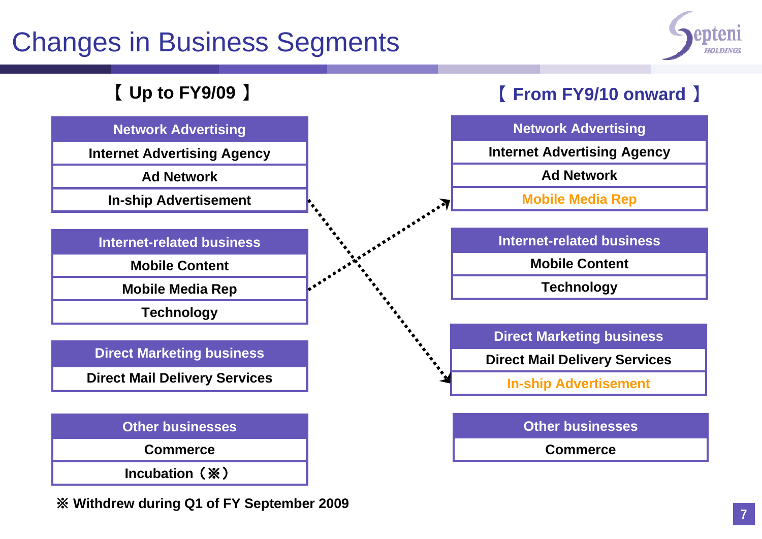# Changes in Business Segments

## 【 Up to FY9/09 】

| Network Advertising |
| --- |
| Internet Advertising Agency |
| Ad Network |
| In-ship Advertisement |

| Internet-related business |
| --- |
| Mobile Content |
| Mobile Media Rep |
| Technology |

| Direct Marketing business |
| --- |
| Direct Mail Delivery Services |

| Other businesses |
| --- |
| Commerce |
| Incubation（※） |

※ Withdrew during Q1 of FY September 2009

## 【 From FY9/10 onward 】

| Network Advertising |
| --- |
| Internet Advertising Agency |
| Ad Network |
| Mobile Media Rep |

| Internet-related business |
| --- |
| Mobile Content |
| Technology |

| Direct Marketing business |
| --- |
| Direct Mail Delivery Services |
| In-ship Advertisement |

| Other businesses |
| --- |
| Commerce |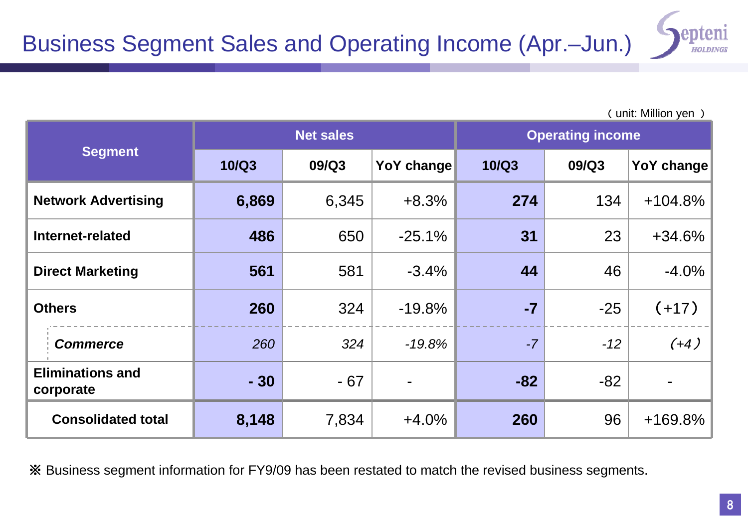# Business Segment Sales and Operating Income (Apr.–Jun.)

（unit: Million yen ）

| Segment | Net sales | | | Operating income | | |
|---|---|---|---|---|---|---|
| | 10/Q3 | 09/Q3 | YoY change | 10/Q3 | 09/Q3 | YoY change |
| **Network Advertising** | **6,869** | 6,345 | +8.3% | **274** | 134 | +104.8% |
| **Internet-related** | **486** | 650 | -25.1% | **31** | 23 | +34.6% |
| **Direct Marketing** | **561** | 581 | -3.4% | **44** | 46 | -4.0% |
| **Others** | **260** | 324 | -19.8% | **-7** | -25 | （+17） |
| ***Commerce*** | *260* | *324* | *-19.8%* | *-7* | *-12* | *(+4）* |
| **Eliminations and corporate** | **- 30** | - 67 | - | **-82** | -82 | - |
| **Consolidated total** | **8,148** | 7,834 | +4.0% | **260** | 96 | +169.8% |

※ Business segment information for FY9/09 has been restated to match the revised business segments.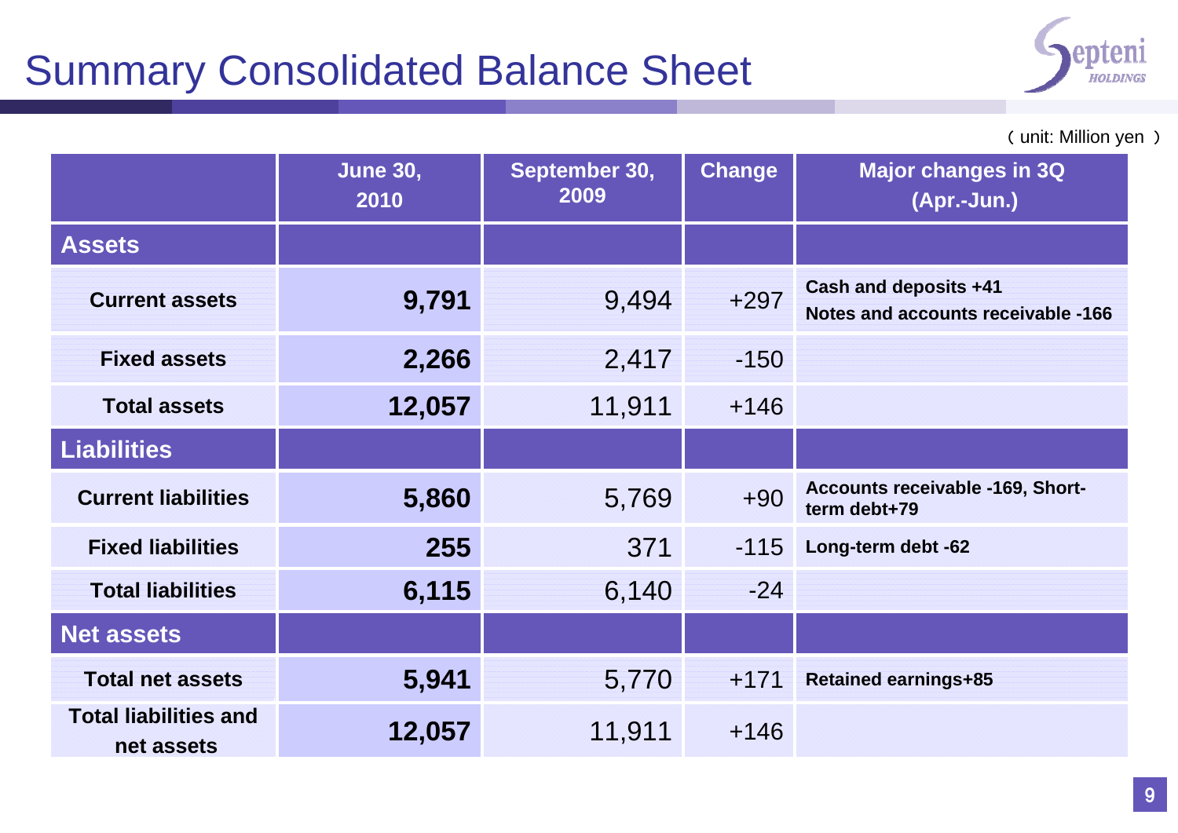# Summary Consolidated Balance Sheet

（unit: Million yen ）

| | June 30, 2010 | September 30, 2009 | Change | Major changes in 3Q (Apr.-Jun.) |
|---|---|---|---|---|
| **Assets** | | | | |
| **Current assets** | **9,791** | 9,494 | +297 | **Cash and deposits +41**<br>**Notes and accounts receivable -166** |
| **Fixed assets** | **2,266** | 2,417 | -150 | |
| **Total assets** | **12,057** | 11,911 | +146 | |
| **Liabilities** | | | | |
| **Current liabilities** | **5,860** | 5,769 | +90 | **Accounts receivable -169, Short-term debt+79** |
| **Fixed liabilities** | **255** | 371 | -115 | **Long-term debt -62** |
| **Total liabilities** | **6,115** | 6,140 | -24 | |
| **Net assets** | | | | |
| **Total net assets** | **5,941** | 5,770 | +171 | **Retained earnings+85** |
| **Total liabilities and net assets** | **12,057** | 11,911 | +146 | |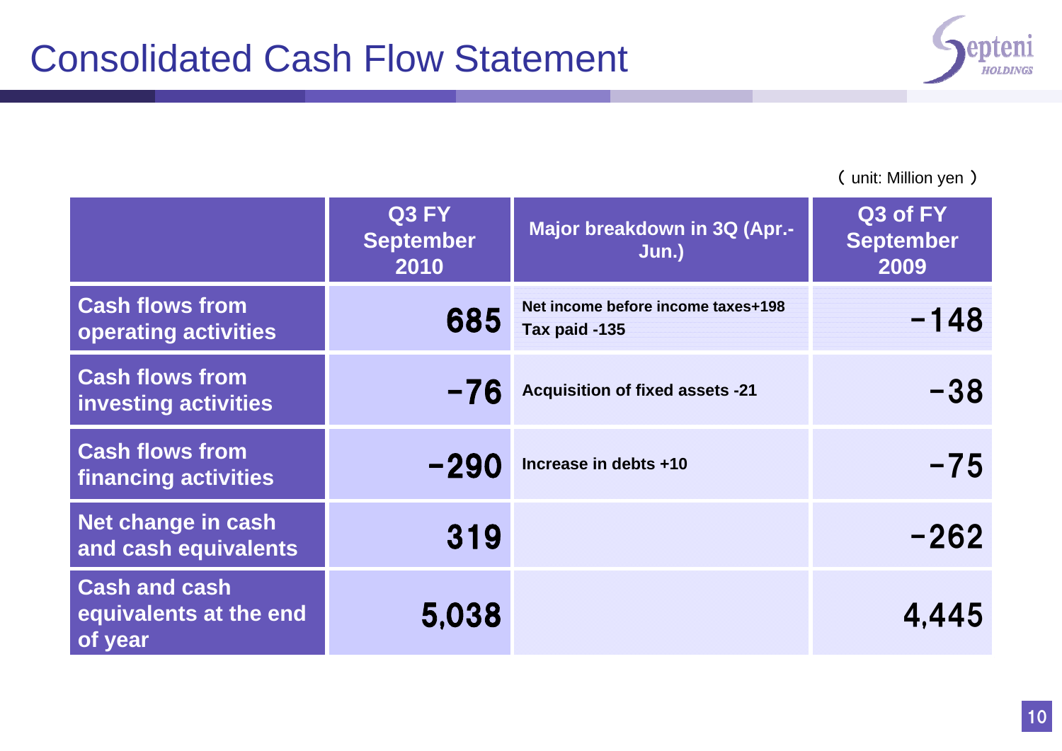# Consolidated Cash Flow Statement

（ unit: Million yen ）

| | Q3 FY September 2010 | Major breakdown in 3Q (Apr.-Jun.) | Q3 of FY September 2009 |
|---|---|---|---|
| Cash flows from operating activities | 685 | Net income before income taxes+198<br>Tax paid -135 | −148 |
| Cash flows from investing activities | −76 | Acquisition of fixed assets -21 | −38 |
| Cash flows from financing activities | −290 | Increase in debts +10 | −75 |
| Net change in cash and cash equivalents | 319 | | −262 |
| Cash and cash equivalents at the end of year | 5,038 | | 4,445 |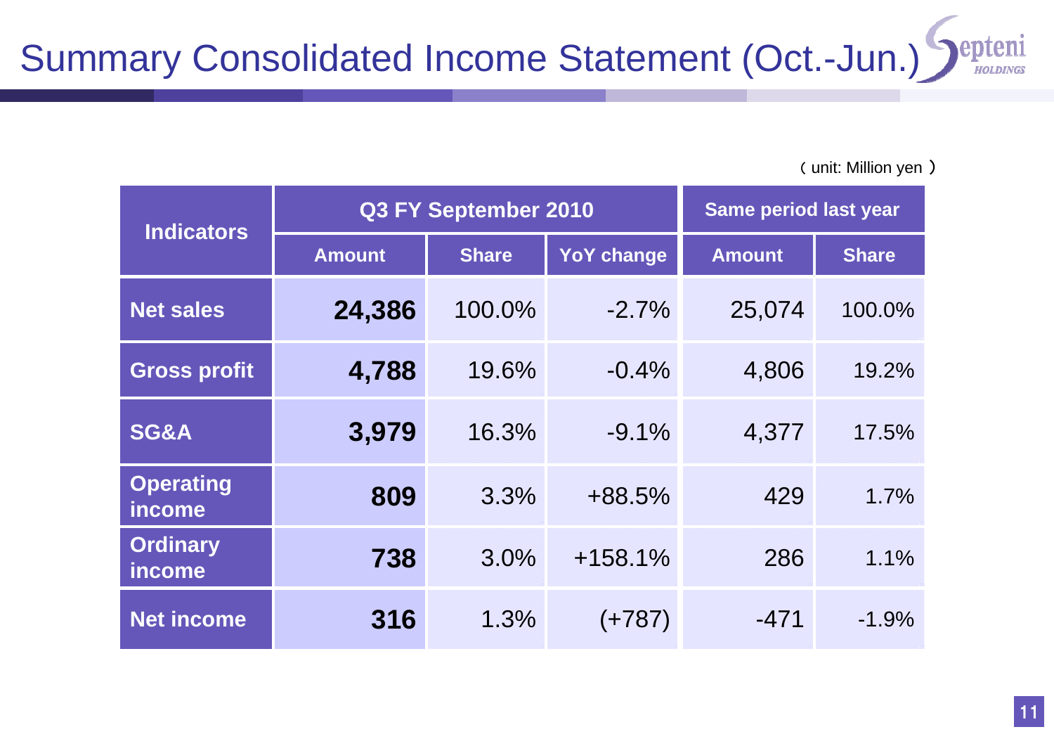# Summary Consolidated Income Statement (Oct.-Jun.)

（unit: Million yen）

| Indicators | Q3 FY September 2010 | | | Same period last year | |
|---|---|---|---|---|---|
| | Amount | Share | YoY change | Amount | Share |
| Net sales | **24,386** | 100.0% | -2.7% | 25,074 | 100.0% |
| Gross profit | **4,788** | 19.6% | -0.4% | 4,806 | 19.2% |
| SG&A | **3,979** | 16.3% | -9.1% | 4,377 | 17.5% |
| Operating income | **809** | 3.3% | +88.5% | 429 | 1.7% |
| Ordinary income | **738** | 3.0% | +158.1% | 286 | 1.1% |
| Net income | **316** | 1.3% | (+787) | -471 | -1.9% |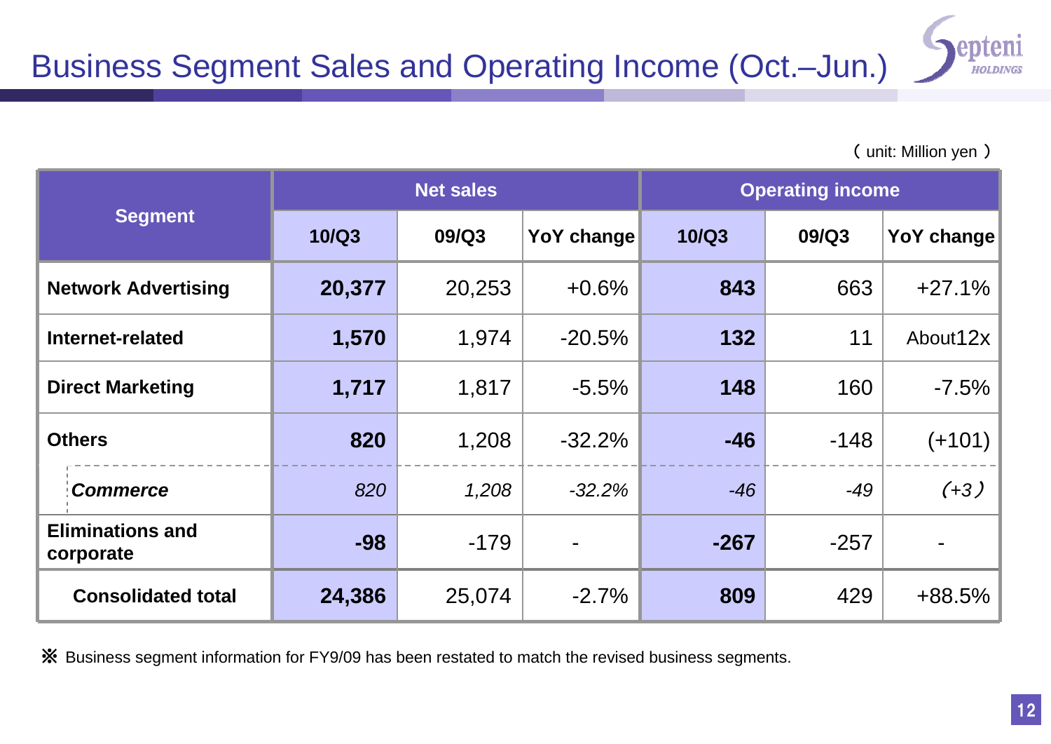# Business Segment Sales and Operating Income (Oct.–Jun.)

（ unit: Million yen ）

| Segment | Net sales | | | Operating income | | |
|---|---|---|---|---|---|---|
| | 10/Q3 | 09/Q3 | YoY change | 10/Q3 | 09/Q3 | YoY change |
| **Network Advertising** | **20,377** | 20,253 | +0.6% | **843** | 663 | +27.1% |
| **Internet-related** | **1,570** | 1,974 | -20.5% | **132** | 11 | About12x |
| **Direct Marketing** | **1,717** | 1,817 | -5.5% | **148** | 160 | -7.5% |
| **Others** | **820** | 1,208 | -32.2% | **-46** | -148 | (+101) |
| ***Commerce*** | *820* | *1,208* | *-32.2%* | *-46* | *-49* | *(+3)* |
| **Eliminations and corporate** | **-98** | -179 | - | **-267** | -257 | - |
| **Consolidated total** | **24,386** | 25,074 | -2.7% | **809** | 429 | +88.5% |

※ Business segment information for FY9/09 has been restated to match the revised business segments.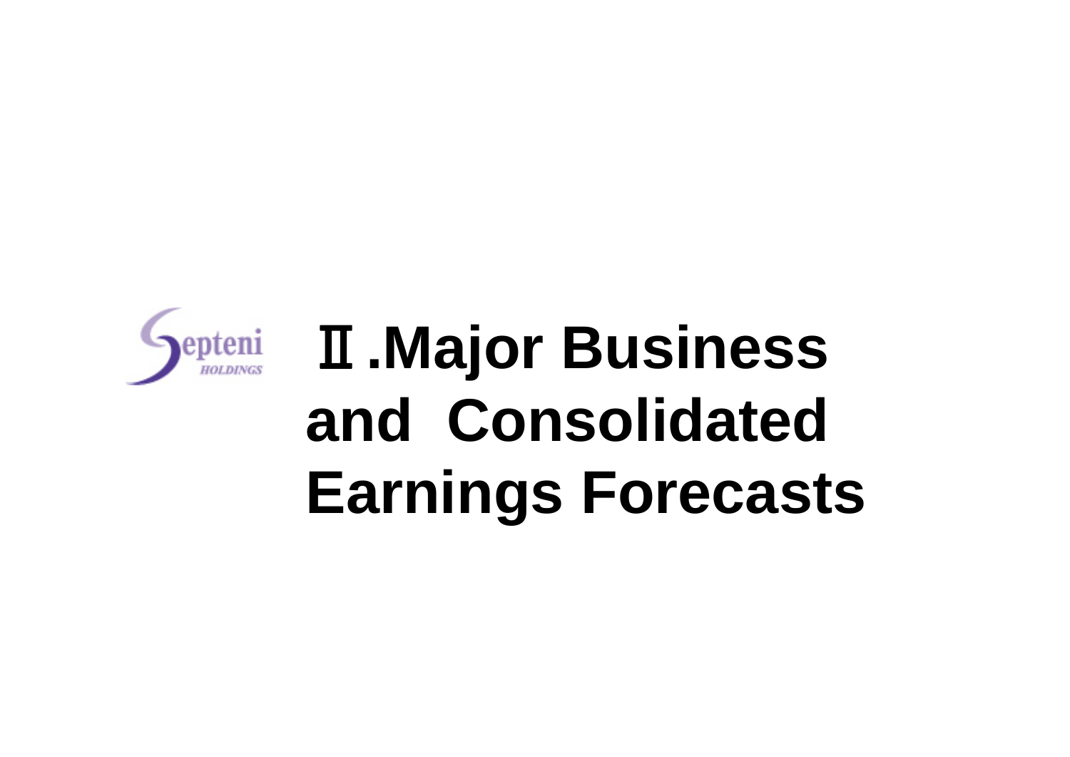# Ⅱ.Major Business and Consolidated Earnings Forecasts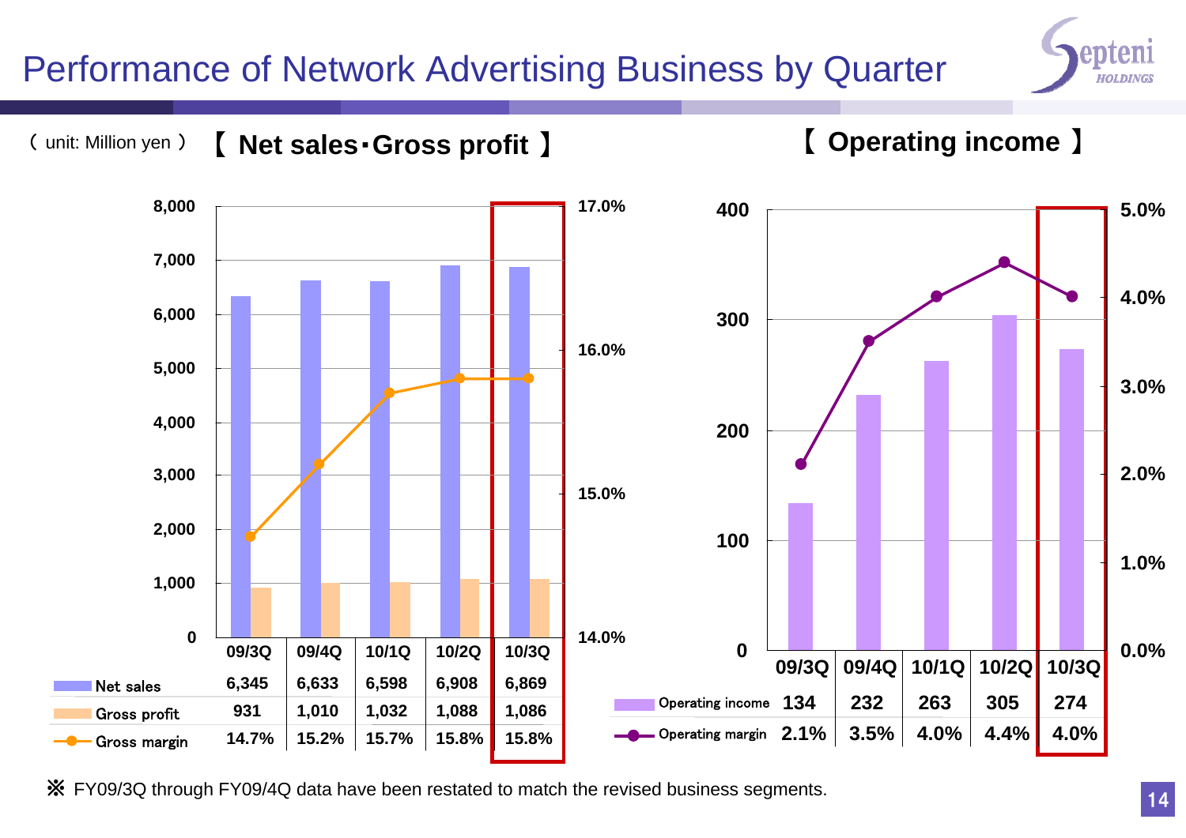# Performance of Network Advertising Business by Quarter

( unit: Million yen )

## 【 Net sales･Gross profit 】

| | 09/3Q | 09/4Q | 10/1Q | 10/2Q | 10/3Q |
|---|---|---|---|---|---|
| Net sales | 6,345 | 6,633 | 6,598 | 6,908 | 6,869 |
| Gross profit | 931 | 1,010 | 1,032 | 1,088 | 1,086 |
| Gross margin | 14.7% | 15.2% | 15.7% | 15.8% | 15.8% |

## 【 Operating income 】

| | 09/3Q | 09/4Q | 10/1Q | 10/2Q | 10/3Q |
|---|---|---|---|---|---|
| Operating income | 134 | 232 | 263 | 305 | 274 |
| Operating margin | 2.1% | 3.5% | 4.0% | 4.4% | 4.0% |

※ FY09/3Q through FY09/4Q data have been restated to match the revised business segments.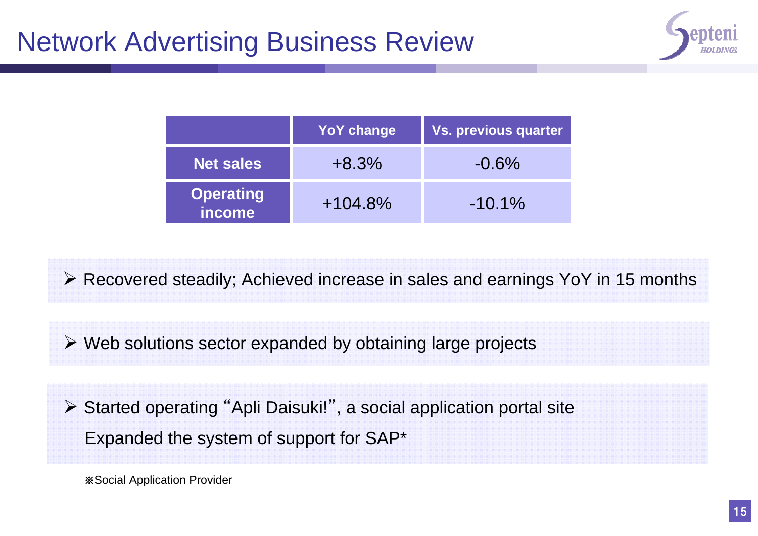# Network Advertising Business Review

| | YoY change | Vs. previous quarter |
|---|---|---|
| **Net sales** | +8.3% | -0.6% |
| **Operating income** | +104.8% | -10.1% |

- Recovered steadily; Achieved increase in sales and earnings YoY in 15 months

- Web solutions sector expanded by obtaining large projects

- Started operating “Apli Daisuki!”, a social application portal site
  Expanded the system of support for SAP*

※Social Application Provider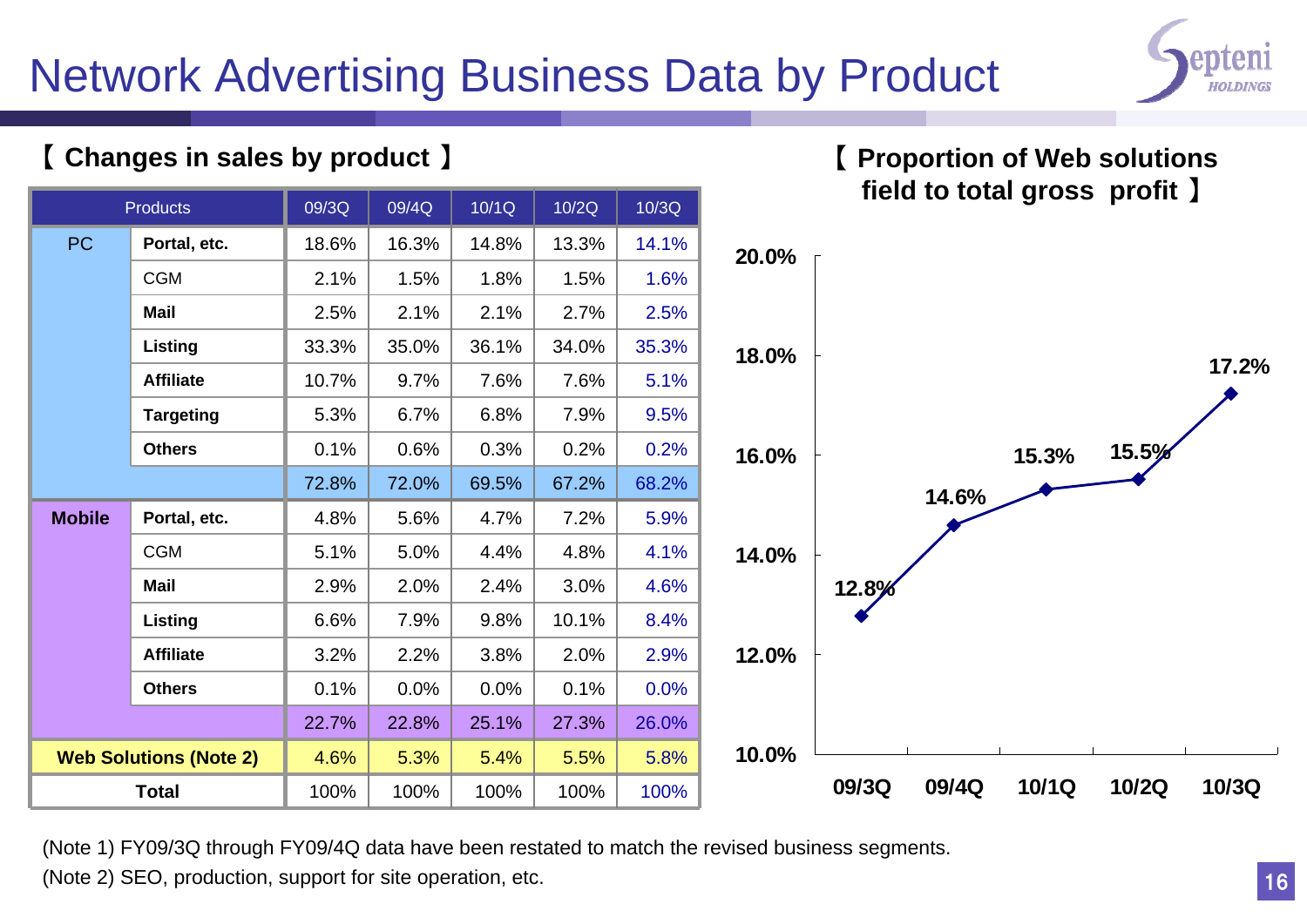# Network Advertising Business Data by Product

## 【 Changes in sales by product 】

| Products | | 09/3Q | 09/4Q | 10/1Q | 10/2Q | 10/3Q |
|---|---|---|---|---|---|---|
| PC | Portal, etc. | 18.6% | 16.3% | 14.8% | 13.3% | 14.1% |
| | CGM | 2.1% | 1.5% | 1.8% | 1.5% | 1.6% |
| | Mail | 2.5% | 2.1% | 2.1% | 2.7% | 2.5% |
| | Listing | 33.3% | 35.0% | 36.1% | 34.0% | 35.3% |
| | Affiliate | 10.7% | 9.7% | 7.6% | 7.6% | 5.1% |
| | Targeting | 5.3% | 6.7% | 6.8% | 7.9% | 9.5% |
| | Others | 0.1% | 0.6% | 0.3% | 0.2% | 0.2% |
| | | 72.8% | 72.0% | 69.5% | 67.2% | 68.2% |
| Mobile | Portal, etc. | 4.8% | 5.6% | 4.7% | 7.2% | 5.9% |
| | CGM | 5.1% | 5.0% | 4.4% | 4.8% | 4.1% |
| | Mail | 2.9% | 2.0% | 2.4% | 3.0% | 4.6% |
| | Listing | 6.6% | 7.9% | 9.8% | 10.1% | 8.4% |
| | Affiliate | 3.2% | 2.2% | 3.8% | 2.0% | 2.9% |
| | Others | 0.1% | 0.0% | 0.0% | 0.1% | 0.0% |
| | | 22.7% | 22.8% | 25.1% | 27.3% | 26.0% |
| Web Solutions (Note 2) | | 4.6% | 5.3% | 5.4% | 5.5% | 5.8% |
| Total | | 100% | 100% | 100% | 100% | 100% |

## 【 Proportion of Web solutions field to total gross profit 】

| | 09/3Q | 09/4Q | 10/1Q | 10/2Q | 10/3Q |
|---|---|---|---|---|---|
| Proportion | 12.8% | 14.6% | 15.3% | 15.5% | 17.2% |

(Note 1) FY09/3Q through FY09/4Q data have been restated to match the revised business segments.
(Note 2) SEO, production, support for site operation, etc.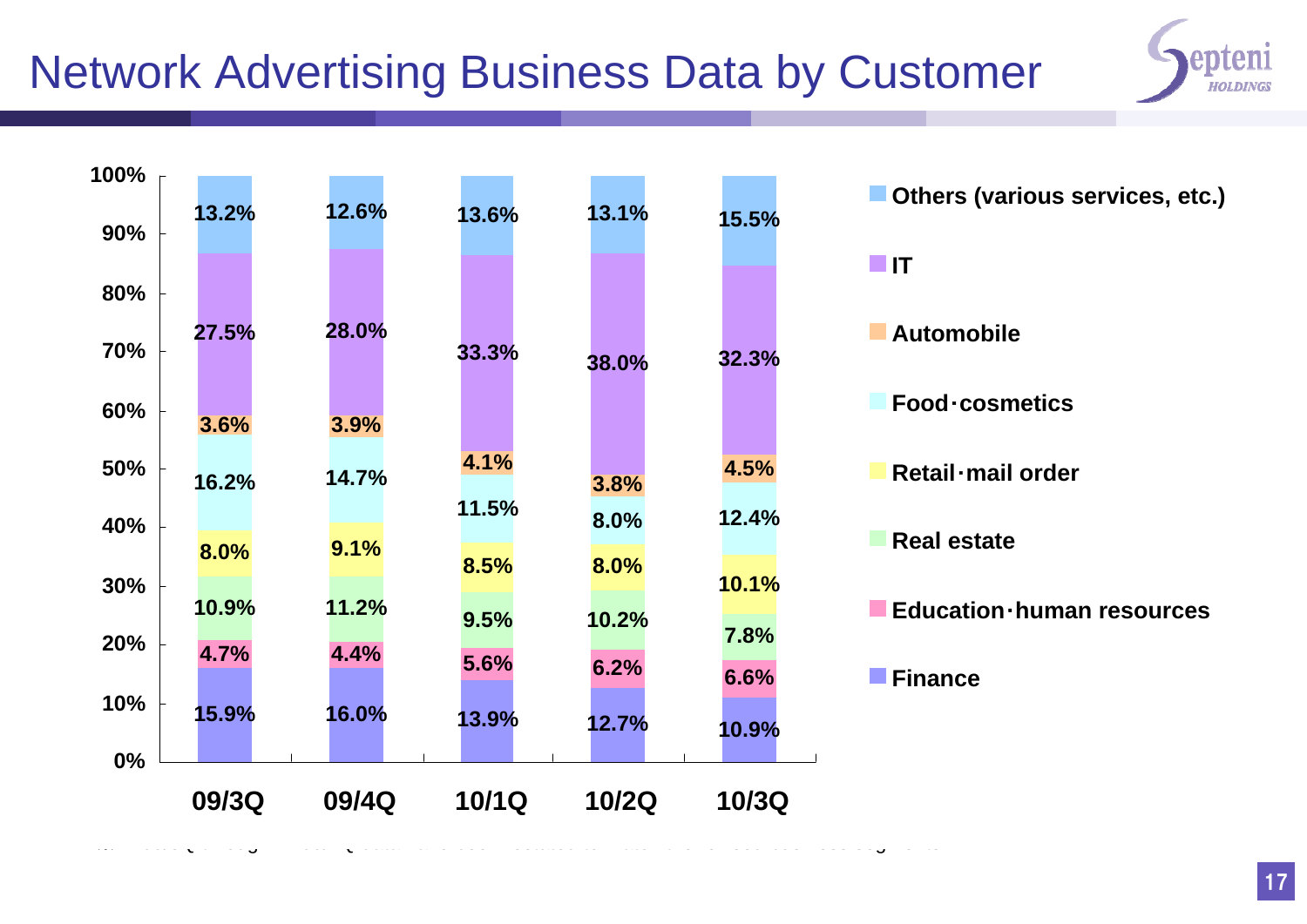# Network Advertising Business Data by Customer

| Category | 09/3Q | 09/4Q | 10/1Q | 10/2Q | 10/3Q |
|---|---|---|---|---|---|
| Others (various services, etc.) | 13.2% | 12.6% | 13.6% | 13.1% | 15.5% |
| IT | 27.5% | 28.0% | 33.3% | 38.0% | 32.3% |
| Automobile | 3.6% | 3.9% | 4.1% | 3.8% | 4.5% |
| Food･cosmetics | 16.2% | 14.7% | 11.5% | 8.0% | 12.4% |
| Retail･mail order | 8.0% | 9.1% | 8.5% | 8.0% | 10.1% |
| Real estate | 10.9% | 11.2% | 9.5% | 10.2% | 7.8% |
| Education･human resources | 4.7% | 4.4% | 5.6% | 6.2% | 6.6% |
| Finance | 15.9% | 16.0% | 13.9% | 12.7% | 10.9% |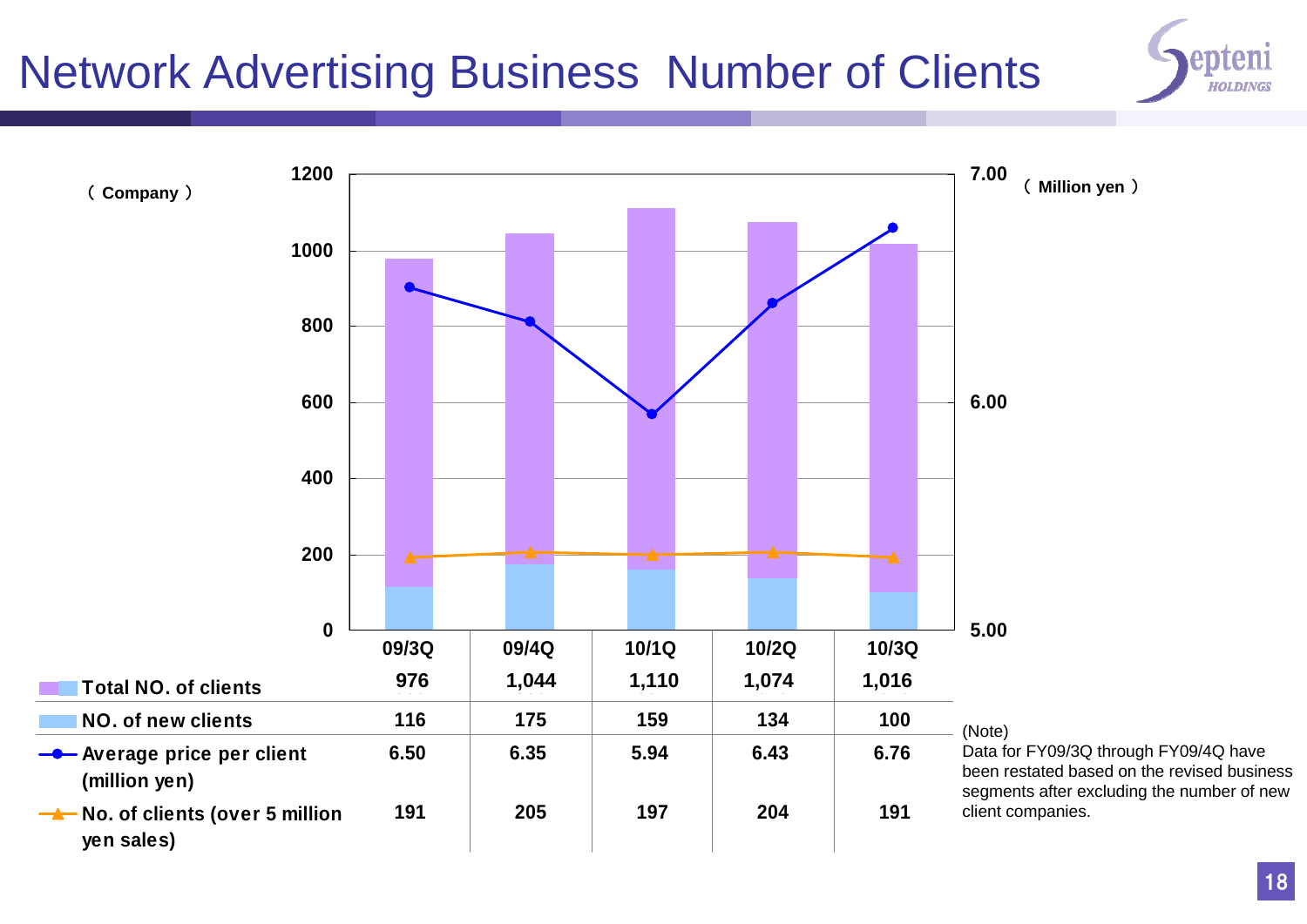# Network Advertising Business Number of Clients

（Company）　　　　　　　　　　　　　　　　　　　　　　　　　　　　（Million yen）

| | 09/3Q | 09/4Q | 10/1Q | 10/2Q | 10/3Q |
|---|---|---|---|---|---|
| Total NO. of clients | 976 | 1,044 | 1,110 | 1,074 | 1,016 |
| NO. of new clients | 116 | 175 | 159 | 134 | 100 |
| Average price per client (million yen) | 6.50 | 6.35 | 5.94 | 6.43 | 6.76 |
| No. of clients (over 5 million yen sales) | 191 | 205 | 197 | 204 | 191 |

(Note)
Data for FY09/3Q through FY09/4Q have been restated based on the revised business segments after excluding the number of new client companies.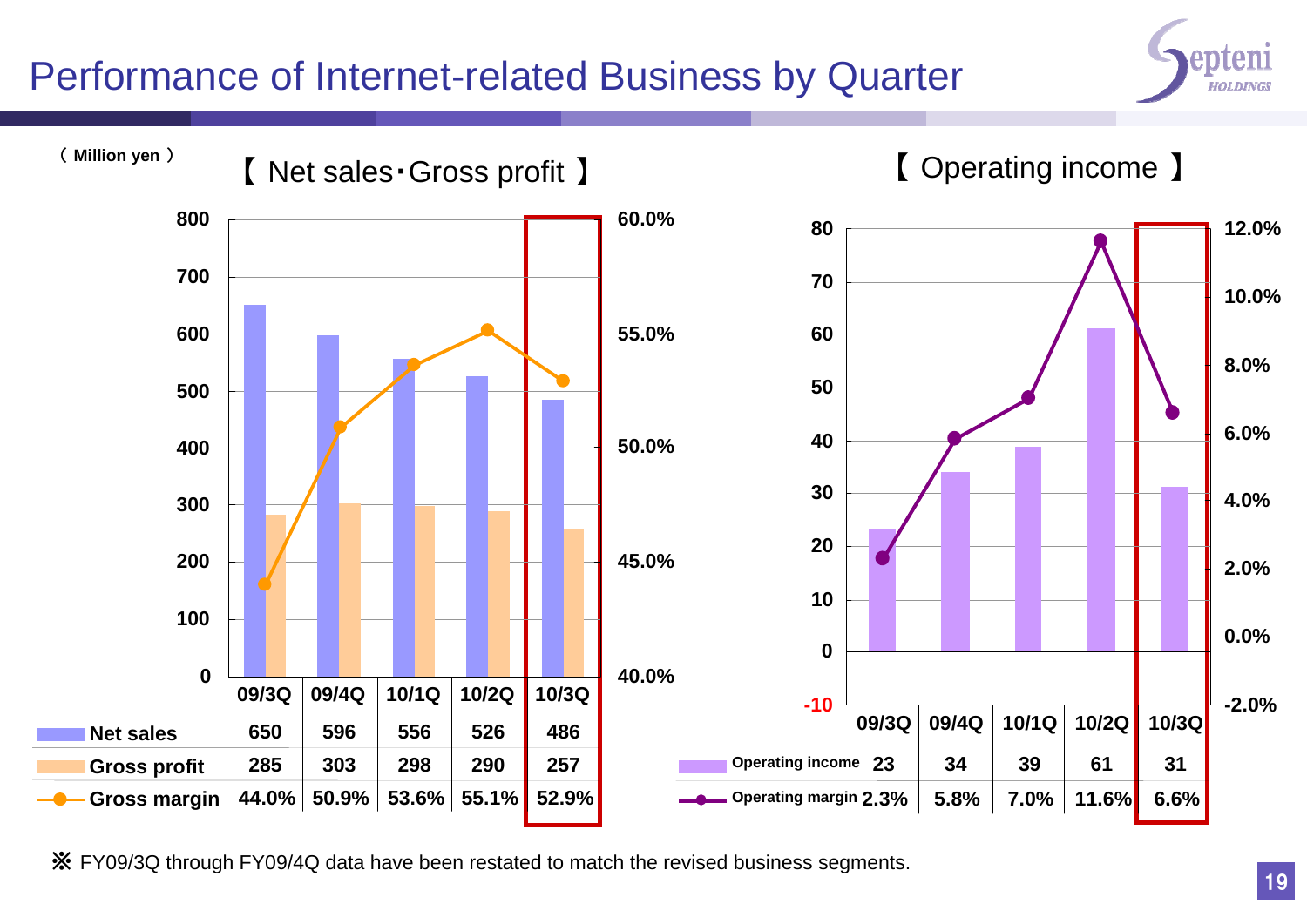# Performance of Internet-related Business by Quarter

（ Million yen ）

## 【 Net sales･Gross profit 】

| | 09/3Q | 09/4Q | 10/1Q | 10/2Q | 10/3Q |
|---|---|---|---|---|---|
| Net sales | 650 | 596 | 556 | 526 | 486 |
| Gross profit | 285 | 303 | 298 | 290 | 257 |
| Gross margin | 44.0% | 50.9% | 53.6% | 55.1% | 52.9% |

## 【 Operating income 】

| | 09/3Q | 09/4Q | 10/1Q | 10/2Q | 10/3Q |
|---|---|---|---|---|---|
| Operating income | 23 | 34 | 39 | 61 | 31 |
| Operating margin | 2.3% | 5.8% | 7.0% | 11.6% | 6.6% |

※ FY09/3Q through FY09/4Q data have been restated to match the revised business segments.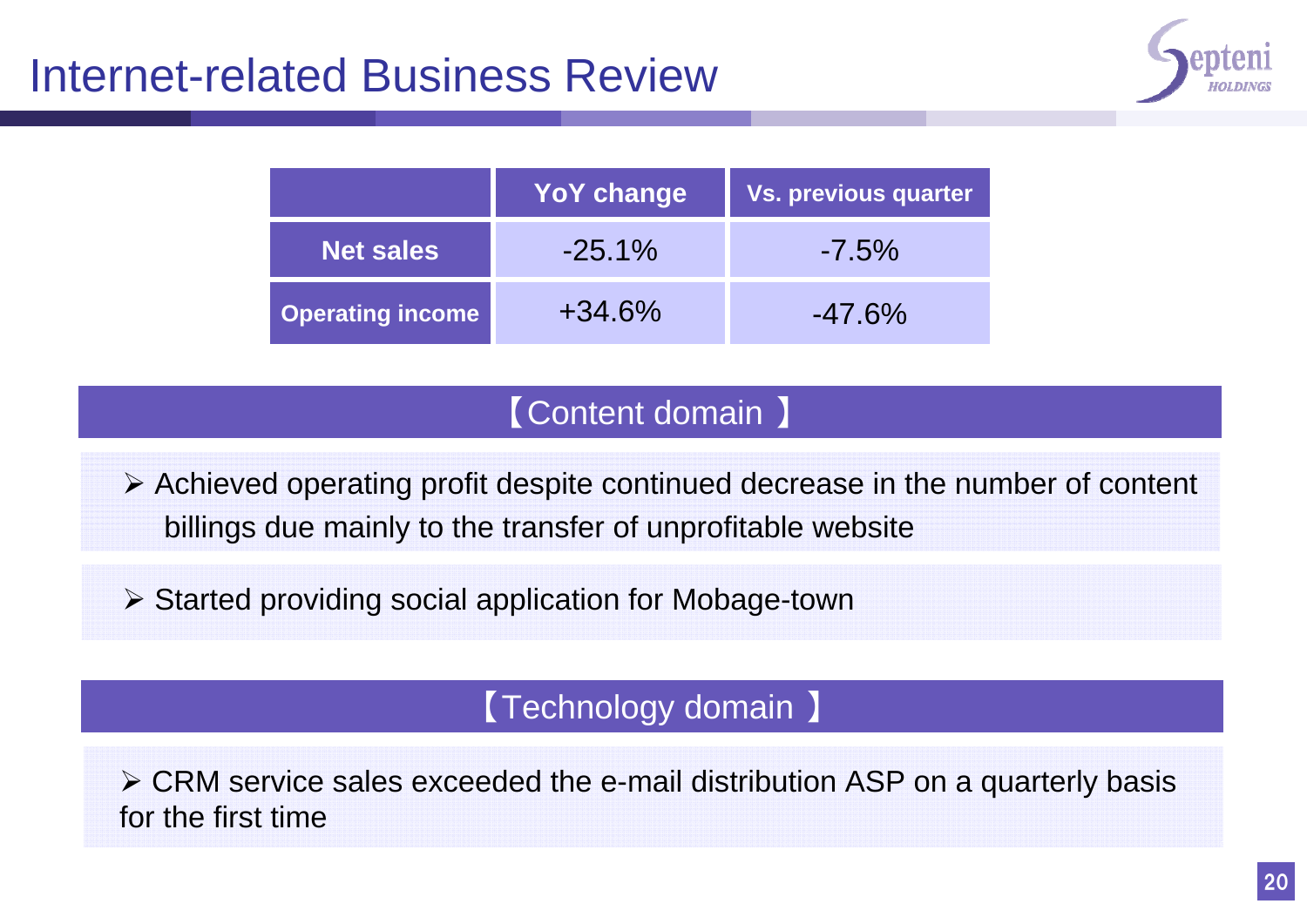# Internet-related Business Review

| | YoY change | Vs. previous quarter |
|---|---|---|
| **Net sales** | -25.1% | -7.5% |
| **Operating income** | +34.6% | -47.6% |

## 【Content domain 】

- Achieved operating profit despite continued decrease in the number of content billings due mainly to the transfer of unprofitable website
- Started providing social application for Mobage-town

## 【Technology domain 】

- CRM service sales exceeded the e-mail distribution ASP on a quarterly basis for the first time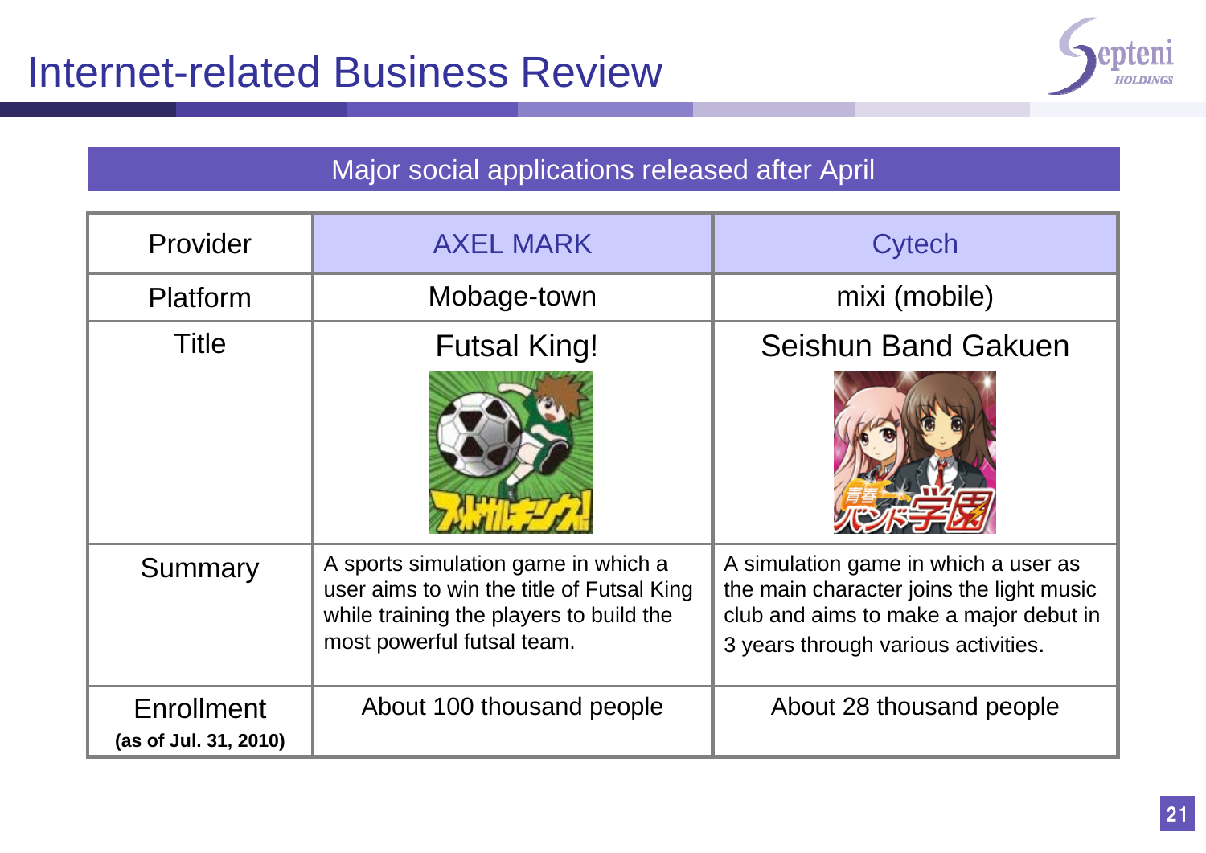# Internet-related Business Review

## Major social applications released after April

| Provider | AXEL MARK | Cytech |
|---|---|---|
| Platform | Mobage-town | mixi (mobile) |
| Title | Futsal King! | Seishun Band Gakuen |
| Summary | A sports simulation game in which a user aims to win the title of Futsal King while training the players to build the most powerful futsal team. | A simulation game in which a user as the main character joins the light music club and aims to make a major debut in 3 years through various activities. |
| Enrollment **(as of Jul. 31, 2010)** | About 100 thousand people | About 28 thousand people |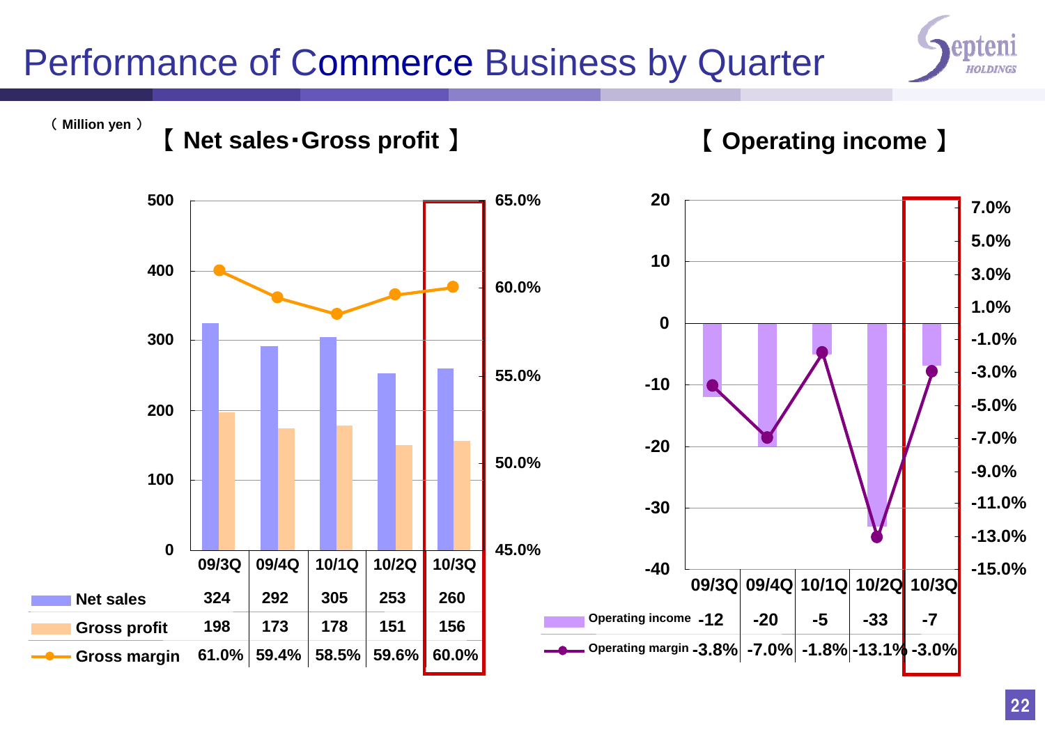# Performance of Commerce Business by Quarter

（ Million yen ）

## 【 Net sales･Gross profit 】

| | 09/3Q | 09/4Q | 10/1Q | 10/2Q | 10/3Q |
|---|---|---|---|---|---|
| Net sales | 324 | 292 | 305 | 253 | 260 |
| Gross profit | 198 | 173 | 178 | 151 | 156 |
| Gross margin | 61.0% | 59.4% | 58.5% | 59.6% | 60.0% |

## 【 Operating income 】

| | 09/3Q | 09/4Q | 10/1Q | 10/2Q | 10/3Q |
|---|---|---|---|---|---|
| Operating income | -12 | -20 | -5 | -33 | -7 |
| Operating margin | -3.8% | -7.0% | -1.8% | -13.1% | -3.0% |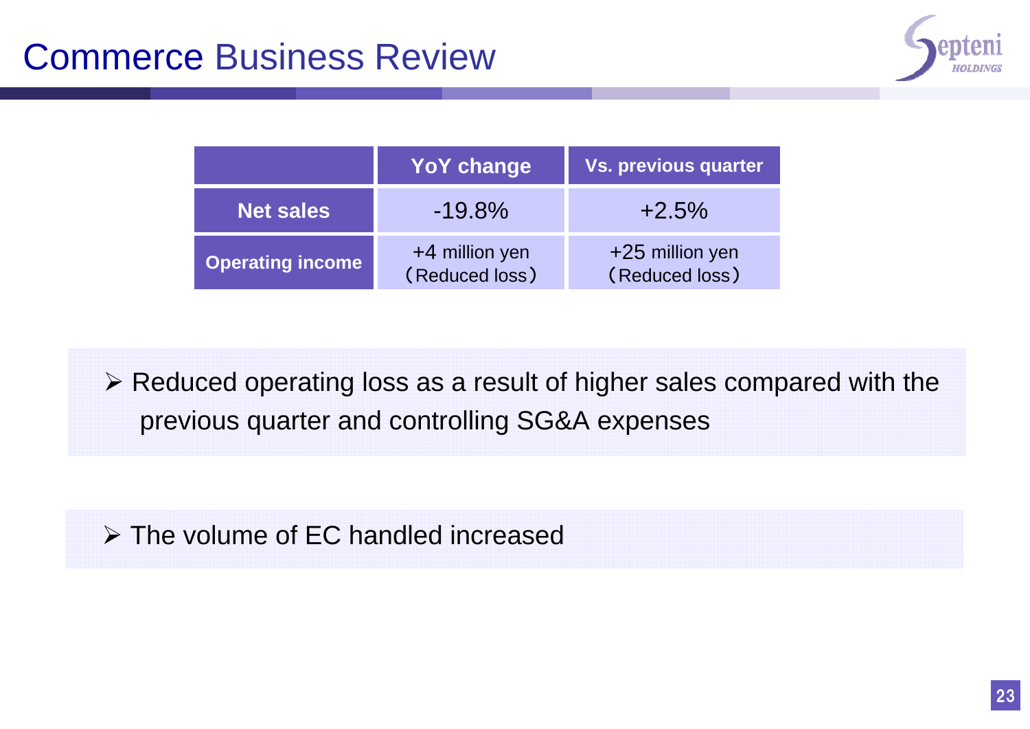# Commerce Business Review

| | YoY change | Vs. previous quarter |
|---|---|---|
| Net sales | -19.8% | +2.5% |
| Operating income | +4 million yen (Reduced loss) | +25 million yen (Reduced loss) |

- Reduced operating loss as a result of higher sales compared with the previous quarter and controlling SG&A expenses

- The volume of EC handled increased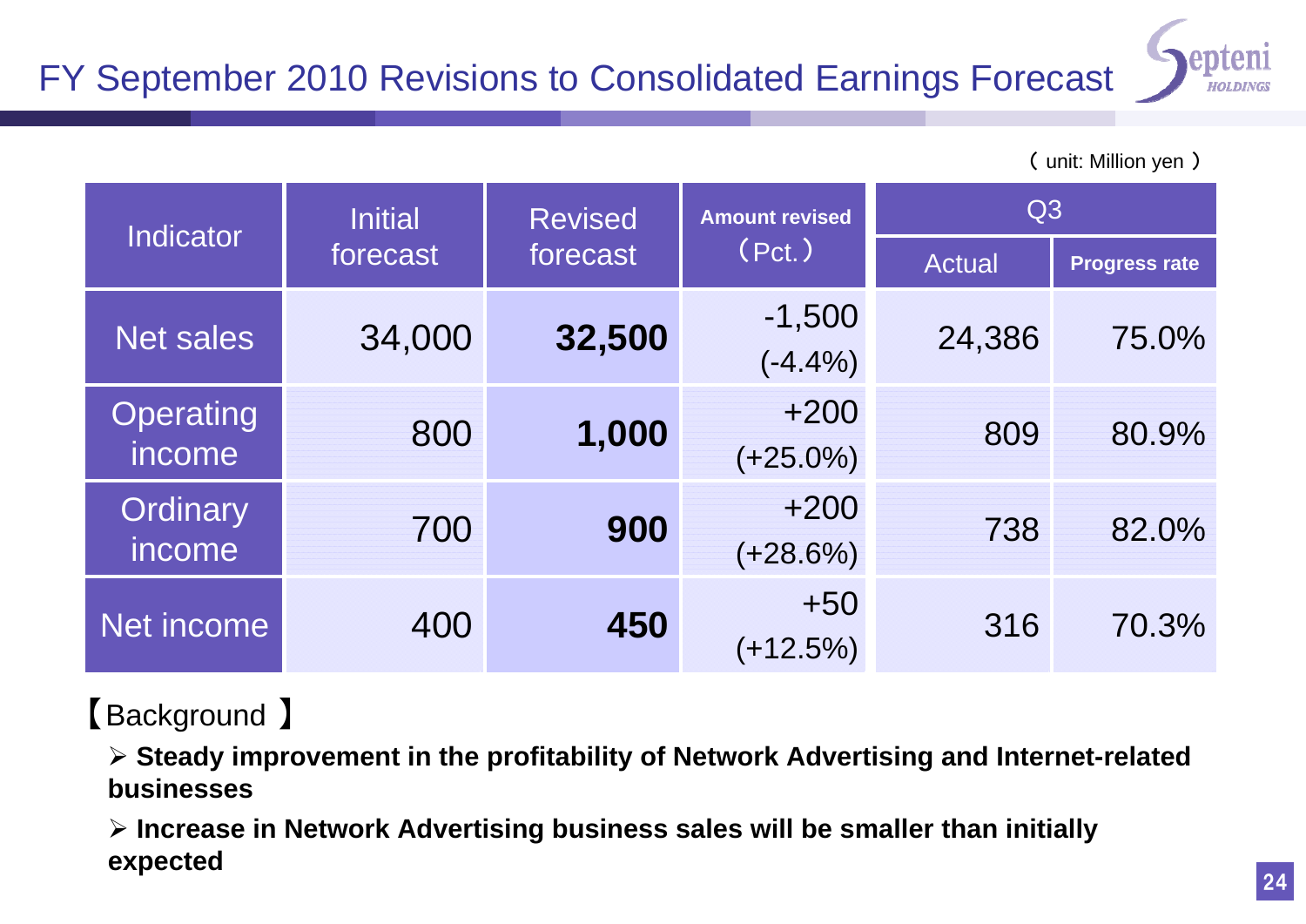# FY September 2010 Revisions to Consolidated Earnings Forecast

( unit: Million yen )

| Indicator | Initial forecast | Revised forecast | Amount revised (Pct.) | Q3 | |
|---|---|---|---|---|---|
| | | | | Actual | Progress rate |
| Net sales | 34,000 | **32,500** | -1,500 (-4.4%) | 24,386 | 75.0% |
| Operating income | 800 | **1,000** | +200 (+25.0%) | 809 | 80.9% |
| Ordinary income | 700 | **900** | +200 (+28.6%) | 738 | 82.0% |
| Net income | 400 | **450** | +50 (+12.5%) | 316 | 70.3% |

【Background】

- **Steady improvement in the profitability of Network Advertising and Internet-related businesses**
- **Increase in Network Advertising business sales will be smaller than initially expected**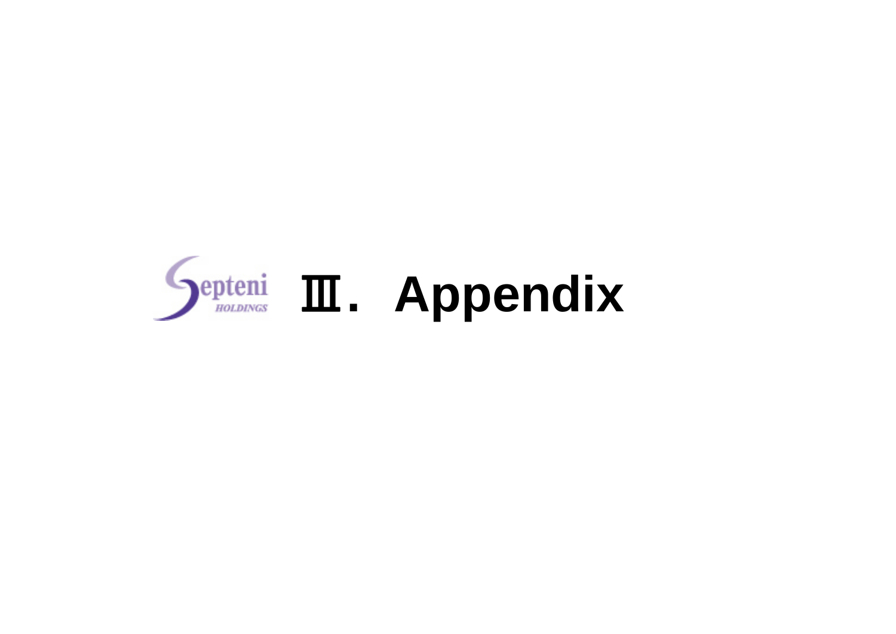# Ⅲ．Appendix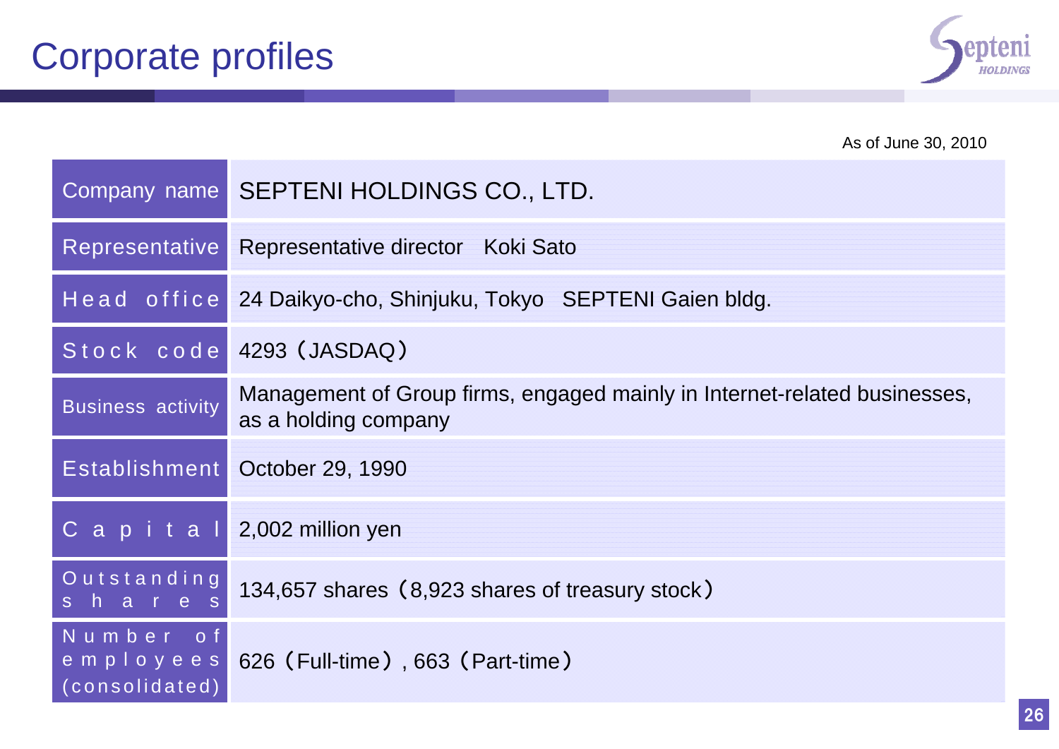# Corporate profiles

As of June 30, 2010

| | |
|---|---|
| Company name | SEPTENI HOLDINGS CO., LTD. |
| Representative | Representative director Koki Sato |
| Head office | 24 Daikyo-cho, Shinjuku, Tokyo SEPTENI Gaien bldg. |
| Stock code | 4293（JASDAQ） |
| Business activity | Management of Group firms, engaged mainly in Internet-related businesses, as a holding company |
| Establishment | October 29, 1990 |
| Capital | 2,002 million yen |
| Outstanding shares | 134,657 shares（8,923 shares of treasury stock） |
| Number of employees (consolidated) | 626（Full-time）, 663（Part-time） |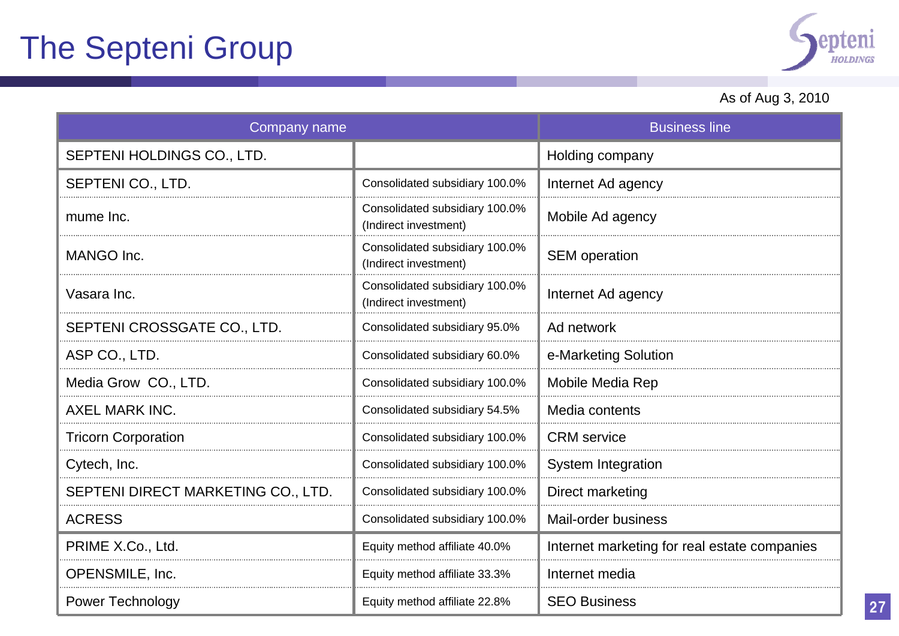# The Septeni Group

As of Aug 3, 2010

| Company name | | Business line |
|---|---|---|
| SEPTENI HOLDINGS CO., LTD. | | Holding company |
| SEPTENI CO., LTD. | Consolidated subsidiary 100.0% | Internet Ad agency |
| mume Inc. | Consolidated subsidiary 100.0% (Indirect investment) | Mobile Ad agency |
| MANGO Inc. | Consolidated subsidiary 100.0% (Indirect investment) | SEM operation |
| Vasara Inc. | Consolidated subsidiary 100.0% (Indirect investment) | Internet Ad agency |
| SEPTENI CROSSGATE CO., LTD. | Consolidated subsidiary 95.0% | Ad network |
| ASP CO., LTD. | Consolidated subsidiary 60.0% | e-Marketing Solution |
| Media Grow CO., LTD. | Consolidated subsidiary 100.0% | Mobile Media Rep |
| AXEL MARK INC. | Consolidated subsidiary 54.5% | Media contents |
| Tricorn Corporation | Consolidated subsidiary 100.0% | CRM service |
| Cytech, Inc. | Consolidated subsidiary 100.0% | System Integration |
| SEPTENI DIRECT MARKETING CO., LTD. | Consolidated subsidiary 100.0% | Direct marketing |
| ACRESS | Consolidated subsidiary 100.0% | Mail-order business |
| PRIME X.Co., Ltd. | Equity method affiliate 40.0% | Internet marketing for real estate companies |
| OPENSMILE, Inc. | Equity method affiliate 33.3% | Internet media |
| Power Technology | Equity method affiliate 22.8% | SEO Business |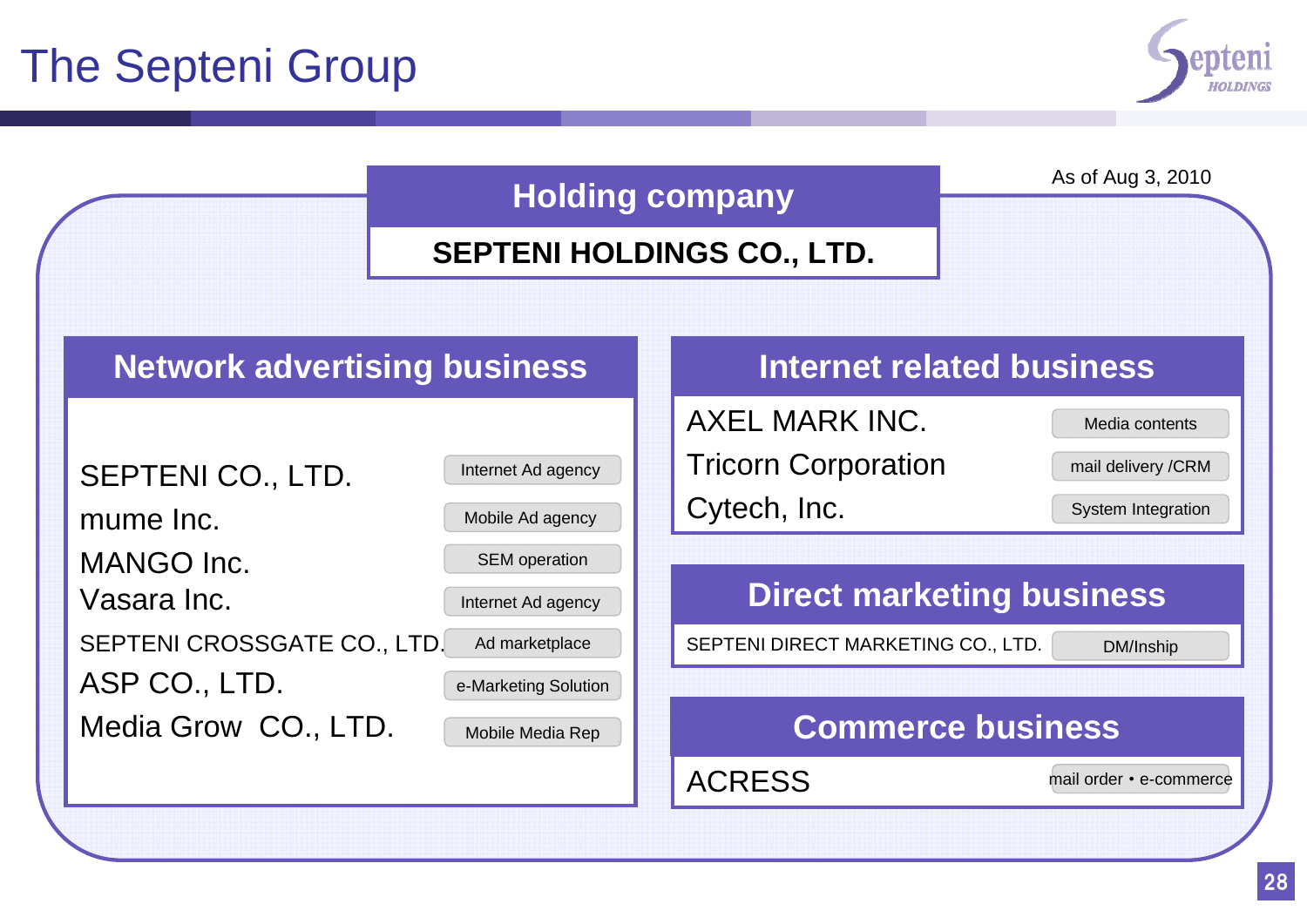# The Septeni Group

As of Aug 3, 2010

## Holding company

**SEPTENI HOLDINGS CO., LTD.**

## Network advertising business

| Company | Business |
|---|---|
| SEPTENI CO., LTD. | Internet Ad agency |
| mume Inc. | Mobile Ad agency |
| MANGO Inc. | SEM operation |
| Vasara Inc. | Internet Ad agency |
| SEPTENI CROSSGATE CO., LTD. | Ad marketplace |
| ASP CO., LTD. | e-Marketing Solution |
| Media Grow CO., LTD. | Mobile Media Rep |

## Internet related business

| Company | Business |
|---|---|
| AXEL MARK INC. | Media contents |
| Tricorn Corporation | mail delivery /CRM |
| Cytech, Inc. | System Integration |

## Direct marketing business

| Company | Business |
|---|---|
| SEPTENI DIRECT MARKETING CO., LTD. | DM/Inship |

## Commerce business

| Company | Business |
|---|---|
| ACRESS | mail order・e-commerce |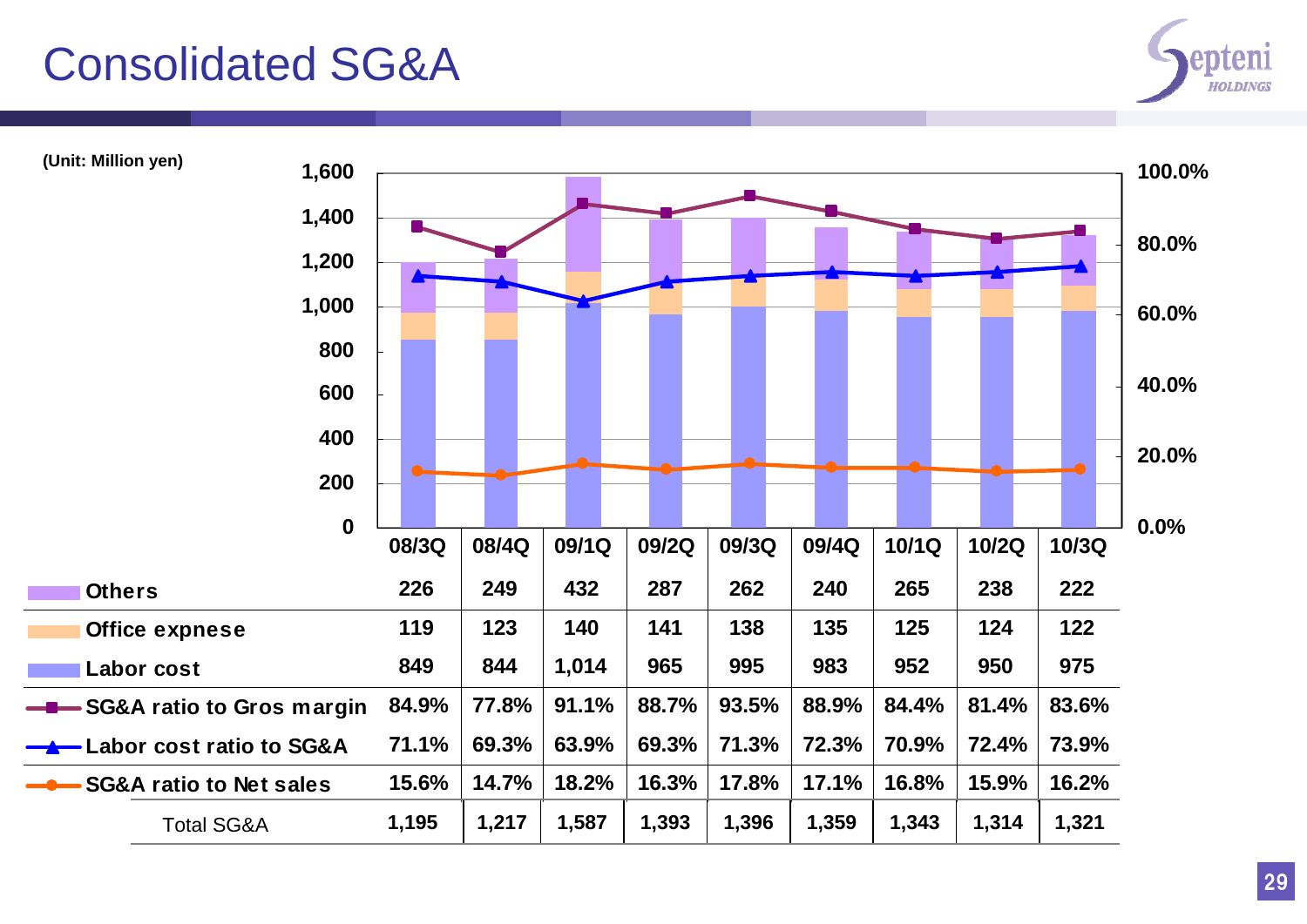# Consolidated SG&A

(Unit: Million yen)

| | 08/3Q | 08/4Q | 09/1Q | 09/2Q | 09/3Q | 09/4Q | 10/1Q | 10/2Q | 10/3Q |
|---|---|---|---|---|---|---|---|---|---|
| Others | 226 | 249 | 432 | 287 | 262 | 240 | 265 | 238 | 222 |
| Office expnese | 119 | 123 | 140 | 141 | 138 | 135 | 125 | 124 | 122 |
| Labor cost | 849 | 844 | 1,014 | 965 | 995 | 983 | 952 | 950 | 975 |
| SG&A ratio to Gros margin | 84.9% | 77.8% | 91.1% | 88.7% | 93.5% | 88.9% | 84.4% | 81.4% | 83.6% |
| Labor cost ratio to SG&A | 71.1% | 69.3% | 63.9% | 69.3% | 71.3% | 72.3% | 70.9% | 72.4% | 73.9% |
| SG&A ratio to Net sales | 15.6% | 14.7% | 18.2% | 16.3% | 17.8% | 17.1% | 16.8% | 15.9% | 16.2% |
| Total SG&A | 1,195 | 1,217 | 1,587 | 1,393 | 1,396 | 1,359 | 1,343 | 1,314 | 1,321 |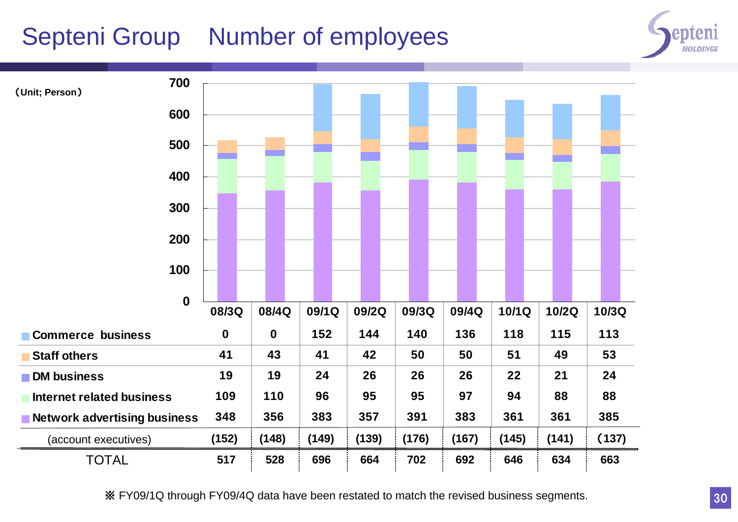# Septeni Group　Number of employees

（Unit; Person）

700
600
500
400
300
200
100
0

| | 08/3Q | 08/4Q | 09/1Q | 09/2Q | 09/3Q | 09/4Q | 10/1Q | 10/2Q | 10/3Q |
|---|---|---|---|---|---|---|---|---|---|
| Commerce business | 0 | 0 | 152 | 144 | 140 | 136 | 118 | 115 | 113 |
| Staff others | 41 | 43 | 41 | 42 | 50 | 50 | 51 | 49 | 53 |
| DM business | 19 | 19 | 24 | 26 | 26 | 26 | 22 | 21 | 24 |
| Internet related business | 109 | 110 | 96 | 95 | 95 | 97 | 94 | 88 | 88 |
| Network advertising business | 348 | 356 | 383 | 357 | 391 | 383 | 361 | 361 | 385 |
| (account executives) | (152) | (148) | (149) | (139) | (176) | (167) | (145) | (141) | (137) |
| TOTAL | 517 | 528 | 696 | 664 | 702 | 692 | 646 | 634 | 663 |

※ FY09/1Q through FY09/4Q data have been restated to match the revised business segments.